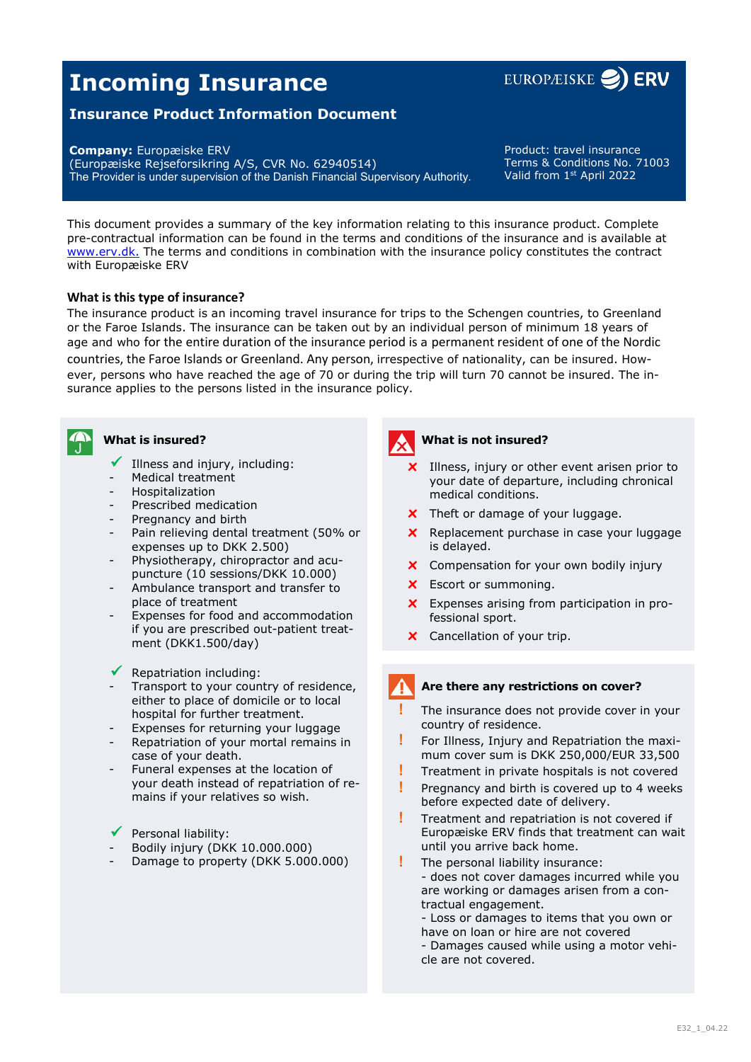# Incoming Insurance

## Insurance Product Information Document

EUROPÆISKE ERV

**Company:** Europæiske ERV
(Europæiske Rejseforsikring A/S, CVR No. 62940514)
The Provider is under supervision of the Danish Financial Supervisory Authority.

Product: travel insurance
Terms & Conditions No. 71003
Valid from 1st April 2022

This document provides a summary of the key information relating to this insurance product. Complete pre-contractual information can be found in the terms and conditions of the insurance and is available at [www.erv.dk.](http://www.erv.dk) The terms and conditions in combination with the insurance policy constitutes the contract with Europæiske ERV

### What is this type of insurance?

The insurance product is an incoming travel insurance for trips to the Schengen countries, to Greenland or the Faroe Islands. The insurance can be taken out by an individual person of minimum 18 years of age and who for the entire duration of the insurance period is a permanent resident of one of the Nordic countries, the Faroe Islands or Greenland. Any person, irrespective of nationality, can be insured. However, persons who have reached the age of 70 or during the trip will turn 70 cannot be insured. The insurance applies to the persons listed in the insurance policy.

### What is insured?

✓ Illness and injury, including:
- Medical treatment
- Hospitalization
- Prescribed medication
- Pregnancy and birth
- Pain relieving dental treatment (50% or expenses up to DKK 2.500)
- Physiotherapy, chiropractor and acupuncture (10 sessions/DKK 10.000)
- Ambulance transport and transfer to place of treatment
- Expenses for food and accommodation if you are prescribed out-patient treatment (DKK1.500/day)

✓ Repatriation including:
- Transport to your country of residence, either to place of domicile or to local hospital for further treatment.
- Expenses for returning your luggage
- Repatriation of your mortal remains in case of your death.
- Funeral expenses at the location of your death instead of repatriation of remains if your relatives so wish.

✓ Personal liability:
- Bodily injury (DKK 10.000.000)
- Damage to property (DKK 5.000.000)

### What is not insured?

✗ Illness, injury or other event arisen prior to your date of departure, including chronical medical conditions.

✗ Theft or damage of your luggage.

✗ Replacement purchase in case your luggage is delayed.

✗ Compensation for your own bodily injury

✗ Escort or summoning.

✗ Expenses arising from participation in professional sport.

✗ Cancellation of your trip.

### Are there any restrictions on cover?

! The insurance does not provide cover in your country of residence.

! For Illness, Injury and Repatriation the maximum cover sum is DKK 250,000/EUR 33,500

! Treatment in private hospitals is not covered

! Pregnancy and birth is covered up to 4 weeks before expected date of delivery.

! Treatment and repatriation is not covered if Europæiske ERV finds that treatment can wait until you arrive back home.

! The personal liability insurance:
- does not cover damages incurred while you are working or damages arisen from a contractual engagement.
- Loss or damages to items that you own or have on loan or hire are not covered
- Damages caused while using a motor vehicle are not covered.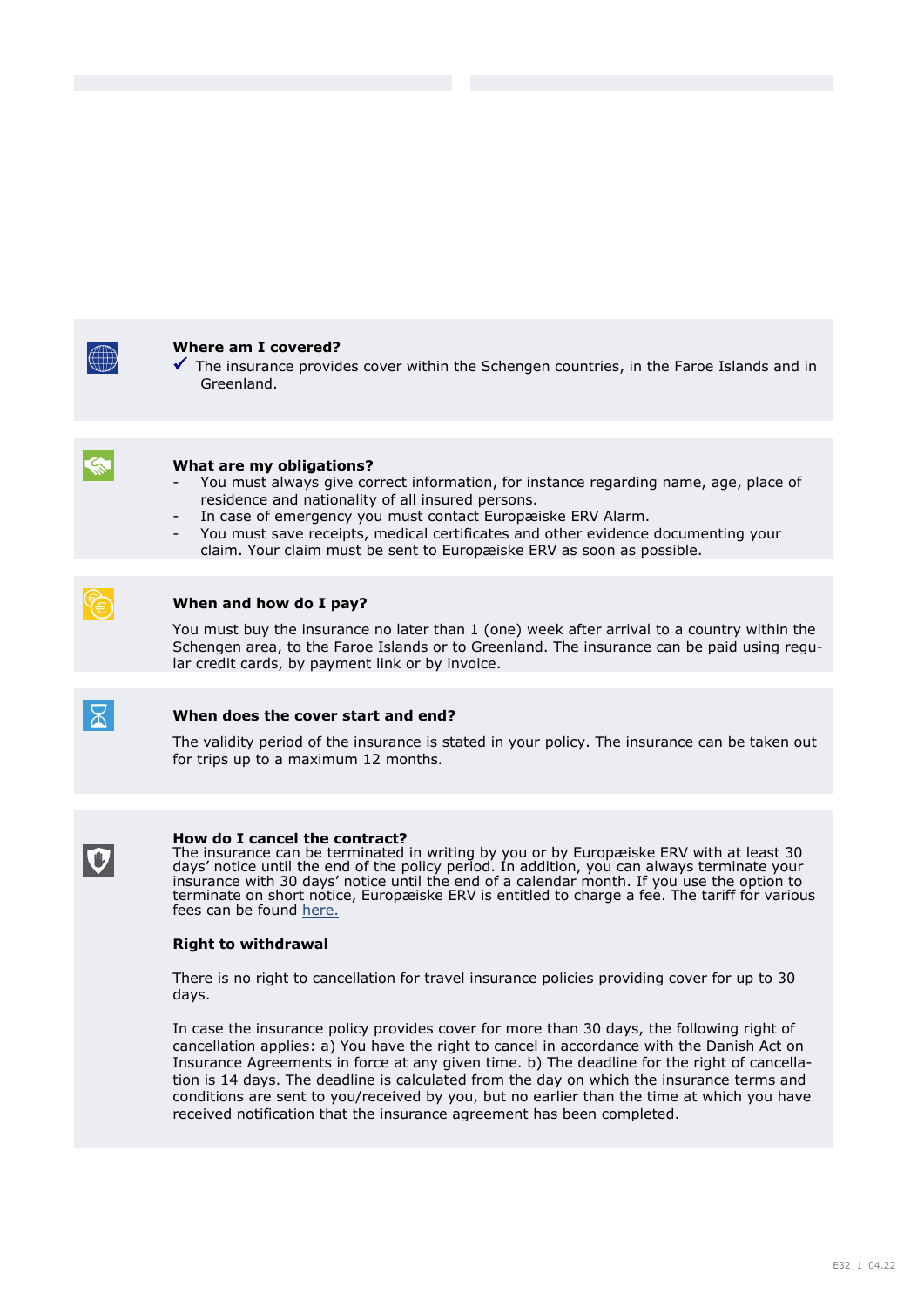### Where am I covered?

✓ The insurance provides cover within the Schengen countries, in the Faroe Islands and in Greenland.

### What are my obligations?

- You must always give correct information, for instance regarding name, age, place of residence and nationality of all insured persons.
- In case of emergency you must contact Europæiske ERV Alarm.
- You must save receipts, medical certificates and other evidence documenting your claim. Your claim must be sent to Europæiske ERV as soon as possible.

### When and how do I pay?

You must buy the insurance no later than 1 (one) week after arrival to a country within the Schengen area, to the Faroe Islands or to Greenland. The insurance can be paid using regular credit cards, by payment link or by invoice.

### When does the cover start and end?

The validity period of the insurance is stated in your policy. The insurance can be taken out for trips up to a maximum 12 months.

### How do I cancel the contract?

The insurance can be terminated in writing by you or by Europæiske ERV with at least 30 days' notice until the end of the policy period. In addition, you can always terminate your insurance with 30 days' notice until the end of a calendar month. If you use the option to terminate on short notice, Europæiske ERV is entitled to charge a fee. The tariff for various fees can be found here.

**Right to withdrawal**

There is no right to cancellation for travel insurance policies providing cover for up to 30 days.

In case the insurance policy provides cover for more than 30 days, the following right of cancellation applies: a) You have the right to cancel in accordance with the Danish Act on Insurance Agreements in force at any given time. b) The deadline for the right of cancellation is 14 days. The deadline is calculated from the day on which the insurance terms and conditions are sent to you/received by you, but no earlier than the time at which you have received notification that the insurance agreement has been completed.